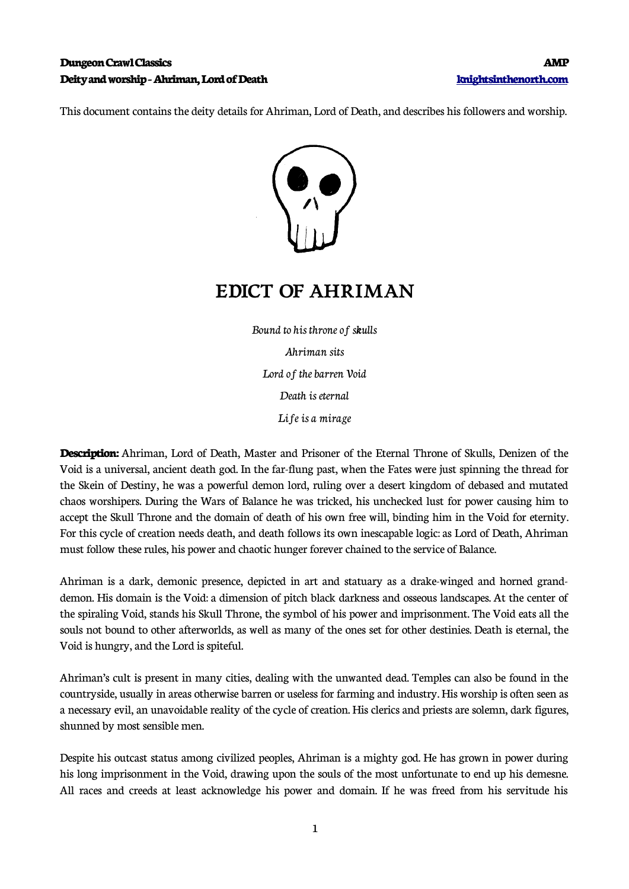This document contains the deity details for Ahriman, Lord of Death, and describes his followers and worship.

# EDICT OF AHRIMAN

*Bound to his throne of skulls*

*Ahriman sits*

*Lord of the barren Void*

*Death is eternal*

*Life is a mirage*

**Description:** Ahriman, Lord of Death, Master and Prisoner of the Eternal Throne of Skulls, Denizen of the Void is a universal, ancient death god. In the far-flung past, when the Fates were just spinning the thread for the Skein of Destiny, he was a powerful demon lord, ruling over a desert kingdom of debased and mutated chaos worshipers. During the Wars of Balance he was tricked, his unchecked lust for power causing him to accept the Skull Throne and the domain of death of his own free will, binding him in the Void for eternity. For this cycle of creation needs death, and death follows its own inescapable logic: as Lord of Death, Ahriman must follow these rules, his power and chaotic hunger forever chained to the service of Balance.

Ahriman is a dark, demonic presence, depicted in art and statuary as a drake-winged and horned grand-demon. His domain is the Void: a dimension of pitch black darkness and osseous landscapes. At the center of the spiraling Void, stands his Skull Throne, the symbol of his power and imprisonment. The Void eats all the souls not bound to other afterworlds, as well as many of the ones set for other destinies. Death is eternal, the Void is hungry, and the Lord is spiteful.

Ahriman's cult is present in many cities, dealing with the unwanted dead. Temples can also be found in the countryside, usually in areas otherwise barren or useless for farming and industry. His worship is often seen as a necessary evil, an unavoidable reality of the cycle of creation. His clerics and priests are solemn, dark figures, shunned by most sensible men.

Despite his outcast status among civilized peoples, Ahriman is a mighty god. He has grown in power during his long imprisonment in the Void, drawing upon the souls of the most unfortunate to end up his demesne. All races and creeds at least acknowledge his power and domain. If he was freed from his servitude his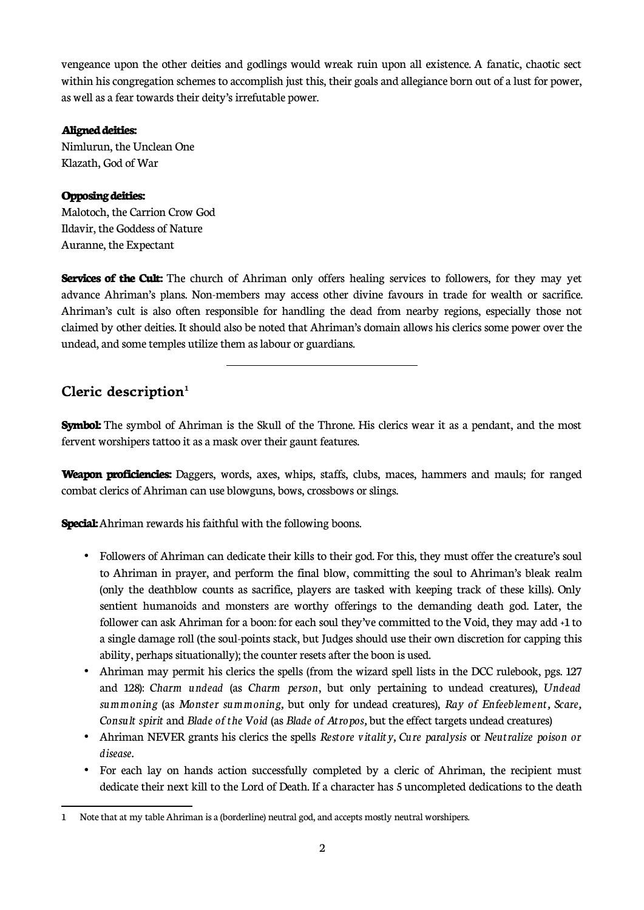vengeance upon the other deities and godlings would wreak ruin upon all existence. A fanatic, chaotic sect within his congregation schemes to accomplish just this, their goals and allegiance born out of a lust for power, as well as a fear towards their deity's irrefutable power.

**Aligned deities:**
Nimlurun, the Unclean One
Klazath, God of War

**Opposing deities:**
Malotoch, the Carrion Crow God
Ildavir, the Goddess of Nature
Auranne, the Expectant

**Services of the Cult:** The church of Ahriman only offers healing services to followers, for they may yet advance Ahriman's plans. Non-members may access other divine favours in trade for wealth or sacrifice. Ahriman's cult is also often responsible for handling the dead from nearby regions, especially those not claimed by other deities. It should also be noted that Ahriman's domain allows his clerics some power over the undead, and some temples utilize them as labour or guardians.

---

## Cleric description[1]

**Symbol:** The symbol of Ahriman is the Skull of the Throne. His clerics wear it as a pendant, and the most fervent worshipers tattoo it as a mask over their gaunt features.

**Weapon proficiencies:** Daggers, words, axes, whips, staffs, clubs, maces, hammers and mauls; for ranged combat clerics of Ahriman can use blowguns, bows, crossbows or slings.

**Special:** Ahriman rewards his faithful with the following boons.

- Followers of Ahriman can dedicate their kills to their god. For this, they must offer the creature's soul to Ahriman in prayer, and perform the final blow, committing the soul to Ahriman's bleak realm (only the deathblow counts as sacrifice, players are tasked with keeping track of these kills). Only sentient humanoids and monsters are worthy offerings to the demanding death god. Later, the follower can ask Ahriman for a boon: for each soul they've committed to the Void, they may add +1 to a single damage roll (the soul-points stack, but Judges should use their own discretion for capping this ability, perhaps situationally); the counter resets after the boon is used.
- Ahriman may permit his clerics the spells (from the wizard spell lists in the DCC rulebook, pgs. 127 and 128): *Charm undead* (as *Charm person*, but only pertaining to undead creatures), *Undead summoning* (as *Monster summoning*, but only for undead creatures), *Ray of Enfeeblement*, *Scare*, *Consult spirit* and *Blade of the Void* (as *Blade of Atropos*, but the effect targets undead creatures)
- Ahriman NEVER grants his clerics the spells *Restore vitality*, *Cure paralysis* or *Neutralize poison or disease*.
- For each lay on hands action successfully completed by a cleric of Ahriman, the recipient must dedicate their next kill to the Lord of Death. If a character has 5 uncompleted dedications to the death

---

1 Note that at my table Ahriman is a (borderline) neutral god, and accepts mostly neutral worshipers.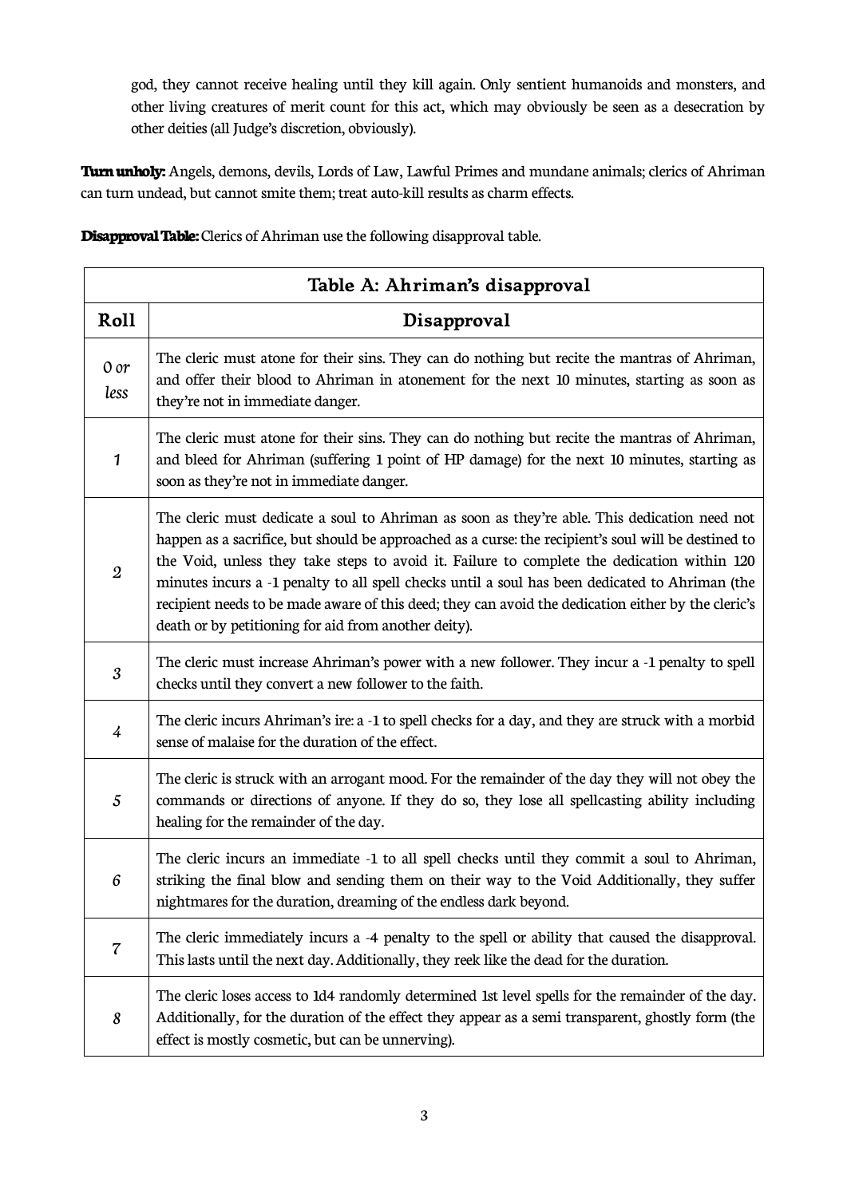god, they cannot receive healing until they kill again. Only sentient humanoids and monsters, and other living creatures of merit count for this act, which may obviously be seen as a desecration by other deities (all Judge's discretion, obviously).

**Turn unholy:** Angels, demons, devils, Lords of Law, Lawful Primes and mundane animals; clerics of Ahriman can turn undead, but cannot smite them; treat auto-kill results as charm effects.

**Disapproval Table:** Clerics of Ahriman use the following disapproval table.

| Table A: Ahriman's disapproval | |
|---|---|
| **Roll** | **Disapproval** |
| *0 or less* | The cleric must atone for their sins. They can do nothing but recite the mantras of Ahriman, and offer their blood to Ahriman in atonement for the next 10 minutes, starting as soon as they're not in immediate danger. |
| *1* | The cleric must atone for their sins. They can do nothing but recite the mantras of Ahriman, and bleed for Ahriman (suffering 1 point of HP damage) for the next 10 minutes, starting as soon as they're not in immediate danger. |
| *2* | The cleric must dedicate a soul to Ahriman as soon as they're able. This dedication need not happen as a sacrifice, but should be approached as a curse: the recipient's soul will be destined to the Void, unless they take steps to avoid it. Failure to complete the dedication within 120 minutes incurs a -1 penalty to all spell checks until a soul has been dedicated to Ahriman (the recipient needs to be made aware of this deed; they can avoid the dedication either by the cleric's death or by petitioning for aid from another deity). |
| *3* | The cleric must increase Ahriman's power with a new follower. They incur a -1 penalty to spell checks until they convert a new follower to the faith. |
| *4* | The cleric incurs Ahriman's ire: a -1 to spell checks for a day, and they are struck with a morbid sense of malaise for the duration of the effect. |
| *5* | The cleric is struck with an arrogant mood. For the remainder of the day they will not obey the commands or directions of anyone. If they do so, they lose all spellcasting ability including healing for the remainder of the day. |
| *6* | The cleric incurs an immediate -1 to all spell checks until they commit a soul to Ahriman, striking the final blow and sending them on their way to the Void Additionally, they suffer nightmares for the duration, dreaming of the endless dark beyond. |
| *7* | The cleric immediately incurs a -4 penalty to the spell or ability that caused the disapproval. This lasts until the next day. Additionally, they reek like the dead for the duration. |
| *8* | The cleric loses access to 1d4 randomly determined 1st level spells for the remainder of the day. Additionally, for the duration of the effect they appear as a semi transparent, ghostly form (the effect is mostly cosmetic, but can be unnerving). |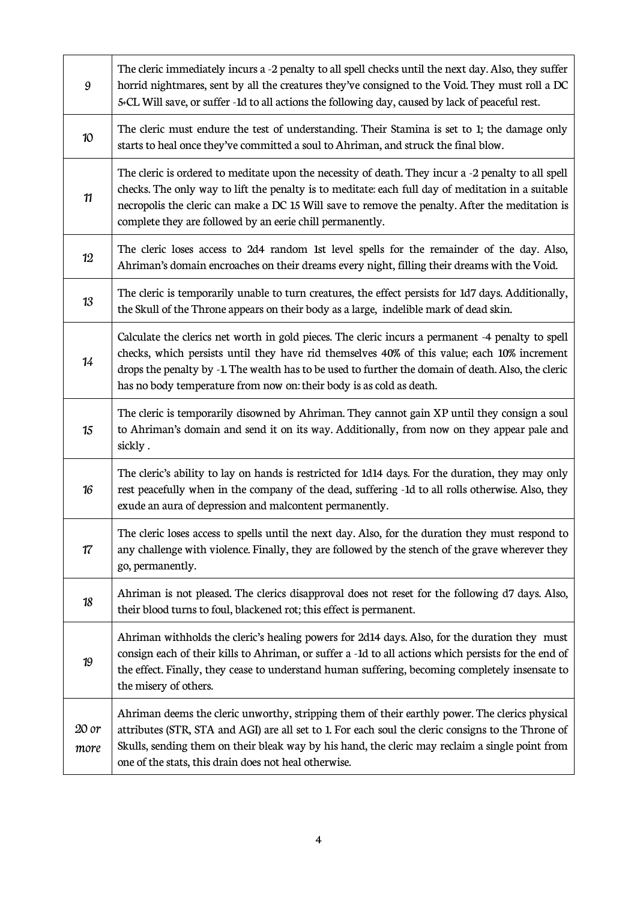| | |
|---|---|
| 9 | The cleric immediately incurs a -2 penalty to all spell checks until the next day. Also, they suffer horrid nightmares, sent by all the creatures they've consigned to the Void. They must roll a DC 5+CL Will save, or suffer -1d to all actions the following day, caused by lack of peaceful rest. |
| 10 | The cleric must endure the test of understanding. Their Stamina is set to 1; the damage only starts to heal once they've committed a soul to Ahriman, and struck the final blow. |
| 11 | The cleric is ordered to meditate upon the necessity of death. They incur a -2 penalty to all spell checks. The only way to lift the penalty is to meditate: each full day of meditation in a suitable necropolis the cleric can make a DC 15 Will save to remove the penalty. After the meditation is complete they are followed by an eerie chill permanently. |
| 12 | The cleric loses access to 2d4 random 1st level spells for the remainder of the day. Also, Ahriman's domain encroaches on their dreams every night, filling their dreams with the Void. |
| 13 | The cleric is temporarily unable to turn creatures, the effect persists for 1d7 days. Additionally, the Skull of the Throne appears on their body as a large, indelible mark of dead skin. |
| 14 | Calculate the clerics net worth in gold pieces. The cleric incurs a permanent -4 penalty to spell checks, which persists until they have rid themselves 40% of this value; each 10% increment drops the penalty by -1. The wealth has to be used to further the domain of death. Also, the cleric has no body temperature from now on: their body is as cold as death. |
| 15 | The cleric is temporarily disowned by Ahriman. They cannot gain XP until they consign a soul to Ahriman's domain and send it on its way. Additionally, from now on they appear pale and sickly . |
| 16 | The cleric's ability to lay on hands is restricted for 1d14 days. For the duration, they may only rest peacefully when in the company of the dead, suffering -1d to all rolls otherwise. Also, they exude an aura of depression and malcontent permanently. |
| 17 | The cleric loses access to spells until the next day. Also, for the duration they must respond to any challenge with violence. Finally, they are followed by the stench of the grave wherever they go, permanently. |
| 18 | Ahriman is not pleased. The clerics disapproval does not reset for the following d7 days. Also, their blood turns to foul, blackened rot; this effect is permanent. |
| 19 | Ahriman withholds the cleric's healing powers for 2d14 days. Also, for the duration they must consign each of their kills to Ahriman, or suffer a -1d to all actions which persists for the end of the effect. Finally, they cease to understand human suffering, becoming completely insensate to the misery of others. |
| *20 or more* | Ahriman deems the cleric unworthy, stripping them of their earthly power. The clerics physical attributes (STR, STA and AGI) are all set to 1. For each soul the cleric consigns to the Throne of Skulls, sending them on their bleak way by his hand, the cleric may reclaim a single point from one of the stats, this drain does not heal otherwise. |